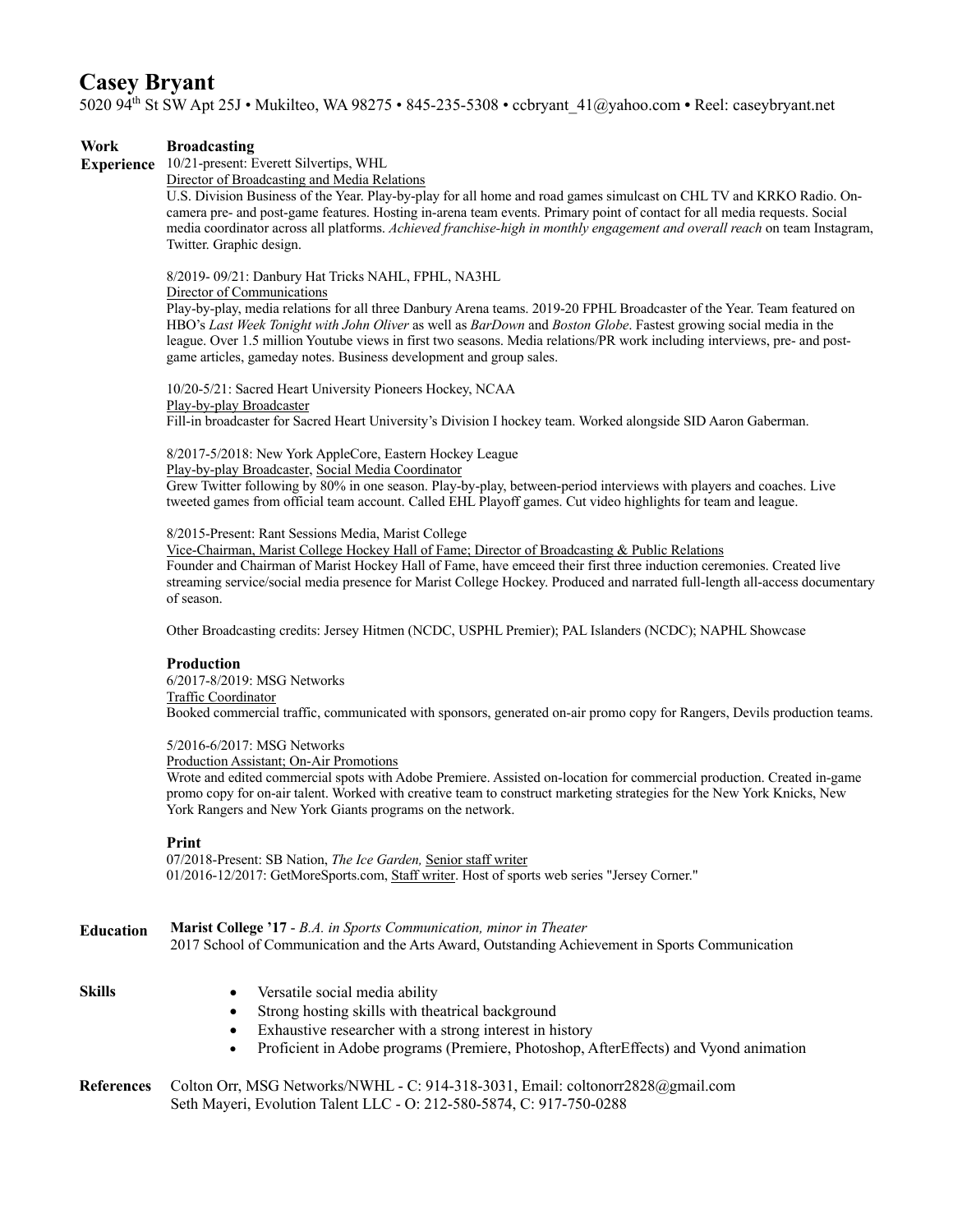# Casey Bryant

5020 94th St SW Apt 25J • Mukilteo, WA 98275 • 845-235-5308 • ccbryant_41@yahoo.com • Reel: caseybryant.net

## Work Experience

### Broadcasting

10/21-present: Everett Silvertips, WHL
Director of Broadcasting and Media Relations
U.S. Division Business of the Year. Play-by-play for all home and road games simulcast on CHL TV and KRKO Radio. On-camera pre- and post-game features. Hosting in-arena team events. Primary point of contact for all media requests. Social media coordinator across all platforms. *Achieved franchise-high in monthly engagement and overall reach* on team Instagram, Twitter. Graphic design.

8/2019- 09/21: Danbury Hat Tricks NAHL, FPHL, NA3HL
Director of Communications
Play-by-play, media relations for all three Danbury Arena teams. 2019-20 FPHL Broadcaster of the Year. Team featured on HBO's *Last Week Tonight with John Oliver* as well as *BarDown* and *Boston Globe*. Fastest growing social media in the league. Over 1.5 million Youtube views in first two seasons. Media relations/PR work including interviews, pre- and post-game articles, gameday notes. Business development and group sales.

10/20-5/21: Sacred Heart University Pioneers Hockey, NCAA
Play-by-play Broadcaster
Fill-in broadcaster for Sacred Heart University's Division I hockey team. Worked alongside SID Aaron Gaberman.

8/2017-5/2018: New York AppleCore, Eastern Hockey League
Play-by-play Broadcaster, Social Media Coordinator
Grew Twitter following by 80% in one season. Play-by-play, between-period interviews with players and coaches. Live tweeted games from official team account. Called EHL Playoff games. Cut video highlights for team and league.

8/2015-Present: Rant Sessions Media, Marist College
Vice-Chairman, Marist College Hockey Hall of Fame; Director of Broadcasting & Public Relations
Founder and Chairman of Marist Hockey Hall of Fame, have emceed their first three induction ceremonies. Created live streaming service/social media presence for Marist College Hockey. Produced and narrated full-length all-access documentary of season.

Other Broadcasting credits: Jersey Hitmen (NCDC, USPHL Premier); PAL Islanders (NCDC); NAPHL Showcase

### Production

6/2017-8/2019: MSG Networks
Traffic Coordinator
Booked commercial traffic, communicated with sponsors, generated on-air promo copy for Rangers, Devils production teams.

5/2016-6/2017: MSG Networks
Production Assistant; On-Air Promotions
Wrote and edited commercial spots with Adobe Premiere. Assisted on-location for commercial production. Created in-game promo copy for on-air talent. Worked with creative team to construct marketing strategies for the New York Knicks, New York Rangers and New York Giants programs on the network.

### Print

07/2018-Present: SB Nation, *The Ice Garden,* Senior staff writer
01/2016-12/2017: GetMoreSports.com, Staff writer. Host of sports web series "Jersey Corner."

## Education

**Marist College '17** - *B.A. in Sports Communication, minor in Theater*
2017 School of Communication and the Arts Award, Outstanding Achievement in Sports Communication

## Skills

- Versatile social media ability
- Strong hosting skills with theatrical background
- Exhaustive researcher with a strong interest in history
- Proficient in Adobe programs (Premiere, Photoshop, AfterEffects) and Vyond animation

## References

Colton Orr, MSG Networks/NWHL - C: 914-318-3031, Email: coltonorr2828@gmail.com
Seth Mayeri, Evolution Talent LLC - O: 212-580-5874, C: 917-750-0288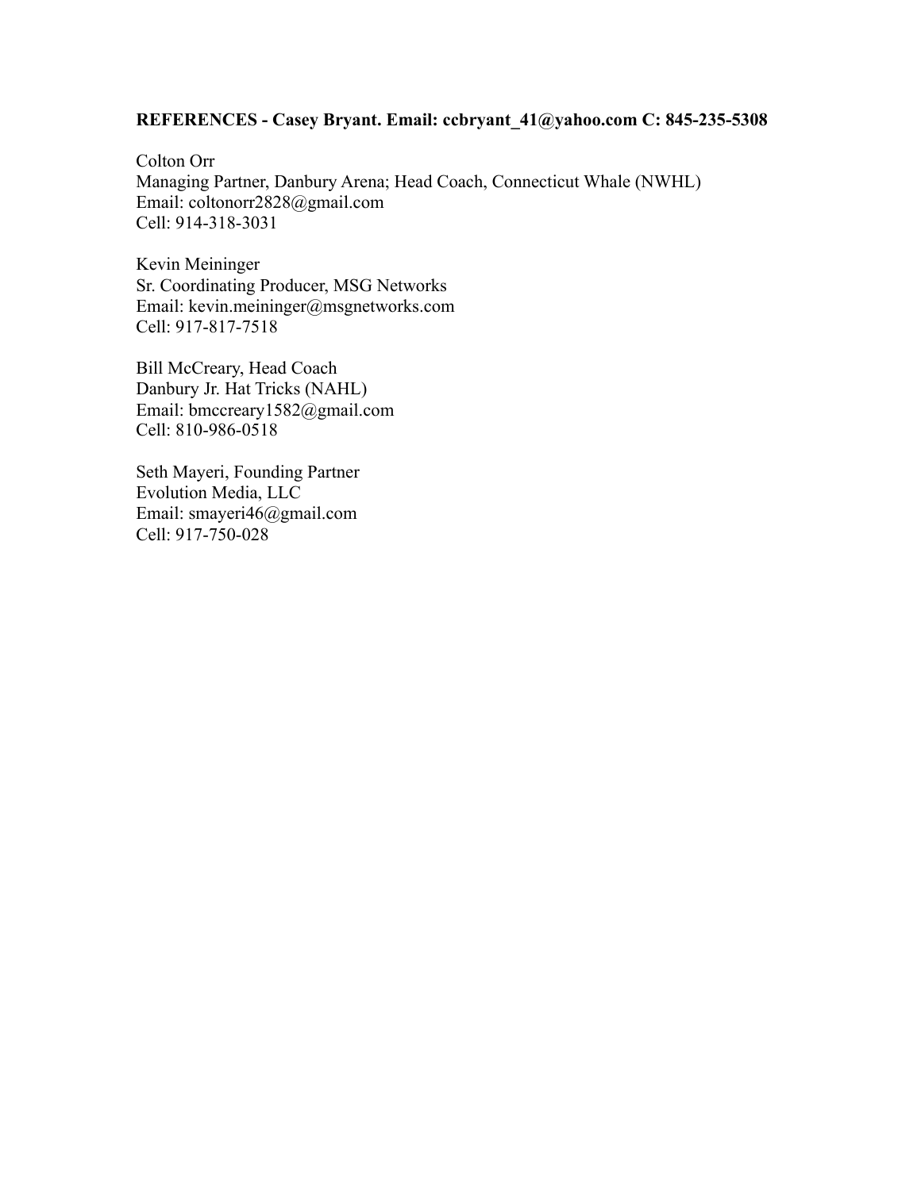**REFERENCES - Casey Bryant. Email: ccbryant_41@yahoo.com C: 845-235-5308**

Colton Orr
Managing Partner, Danbury Arena; Head Coach, Connecticut Whale (NWHL)
Email: coltonorr2828@gmail.com
Cell: 914-318-3031

Kevin Meininger
Sr. Coordinating Producer, MSG Networks
Email: kevin.meininger@msgnetworks.com
Cell: 917-817-7518

Bill McCreary, Head Coach
Danbury Jr. Hat Tricks (NAHL)
Email: bmccreary1582@gmail.com
Cell: 810-986-0518

Seth Mayeri, Founding Partner
Evolution Media, LLC
Email: smayeri46@gmail.com
Cell: 917-750-028